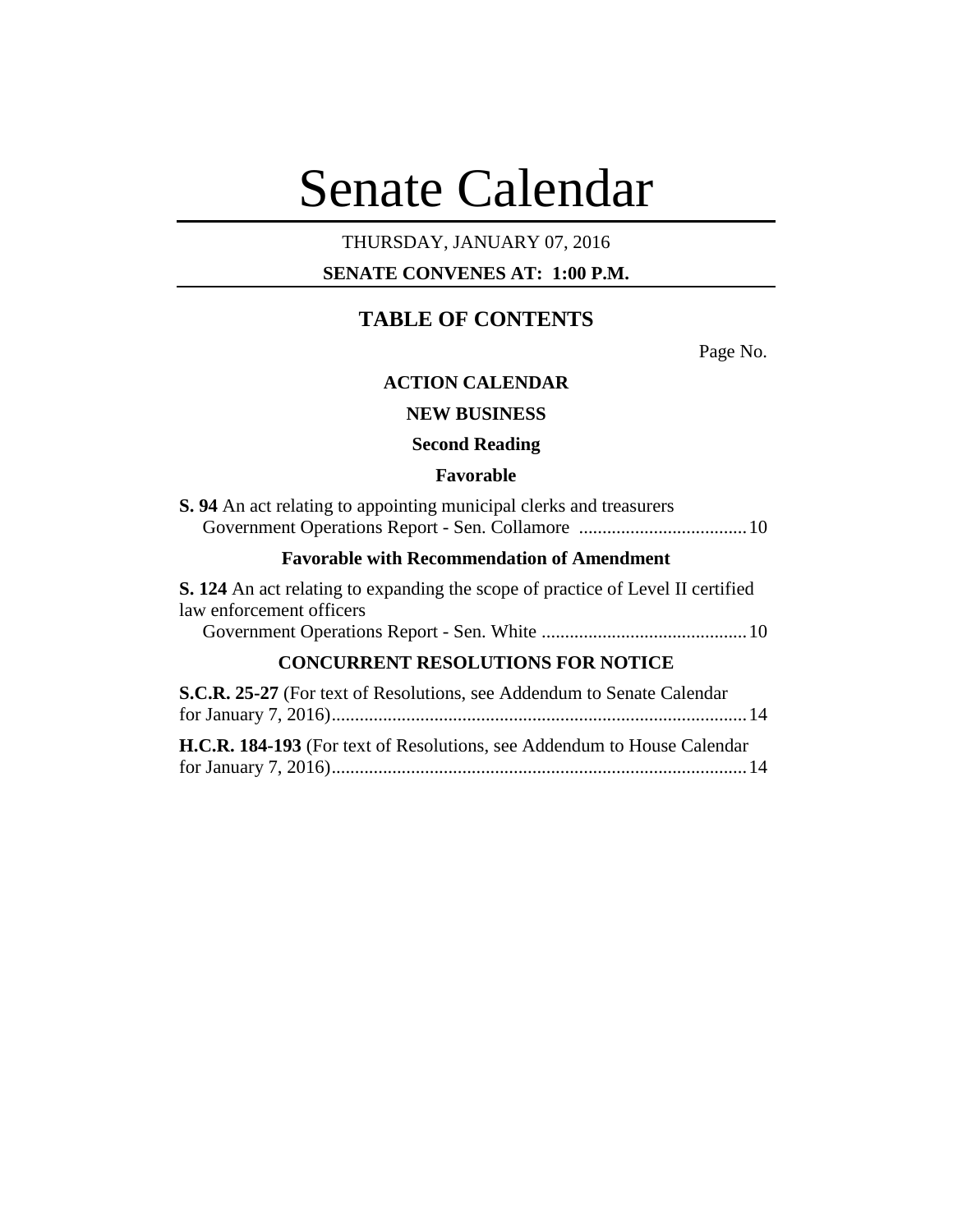# Senate Calendar

THURSDAY, JANUARY 07, 2016

**SENATE CONVENES AT: 1:00 P.M.**

## TABLE OF CONTENTS

Page No.

### ACTION CALENDAR

### NEW BUSINESS

### Second Reading

### Favorable

**S. 94** An act relating to appointing municipal clerks and treasurers
Government Operations Report - Sen. Collamore .................................... 10

### Favorable with Recommendation of Amendment

**S. 124** An act relating to expanding the scope of practice of Level II certified law enforcement officers
Government Operations Report - Sen. White ............................................ 10

### CONCURRENT RESOLUTIONS FOR NOTICE

**S.C.R. 25-27** (For text of Resolutions, see Addendum to Senate Calendar for January 7, 2016)........................................................................................ 14

**H.C.R. 184-193** (For text of Resolutions, see Addendum to House Calendar for January 7, 2016)........................................................................................ 14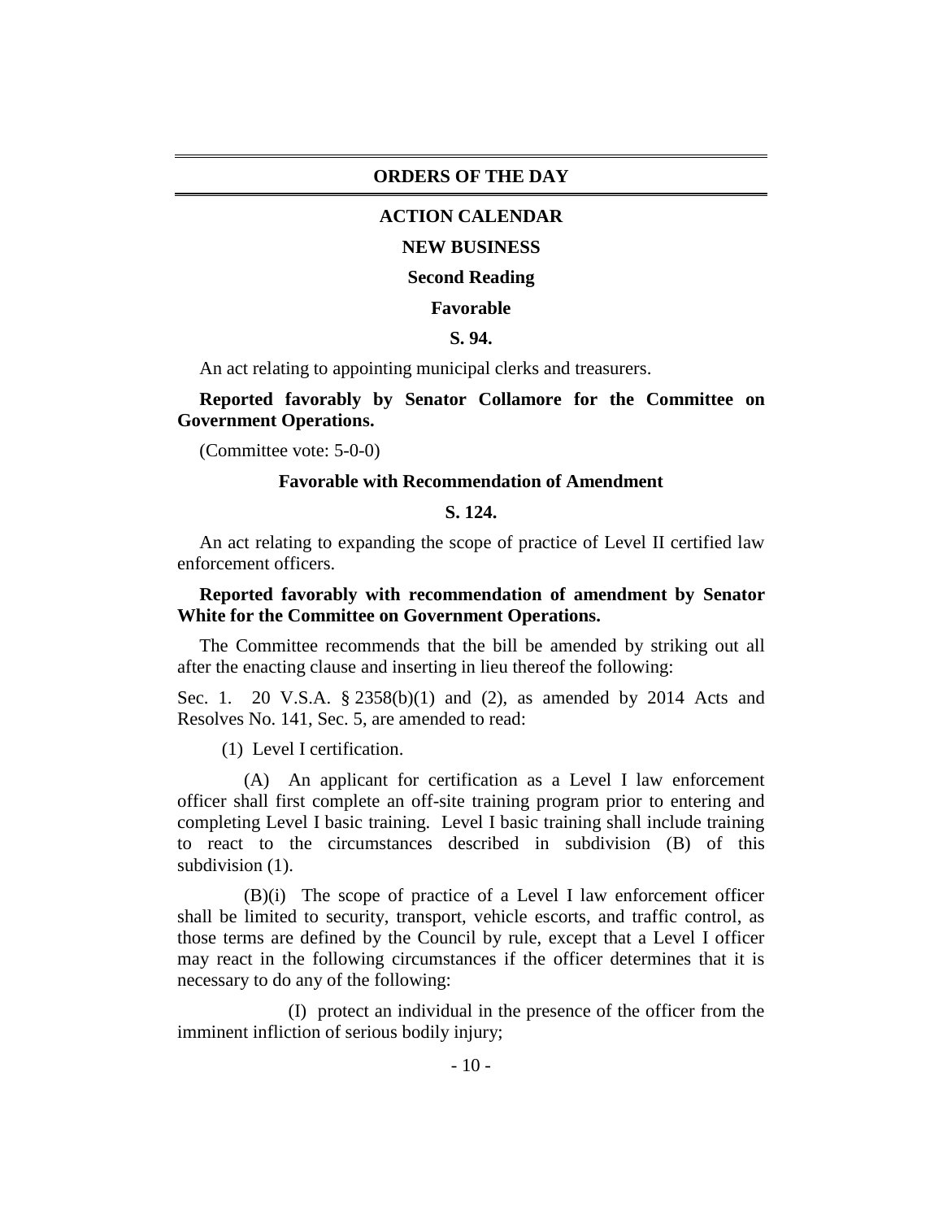# ORDERS OF THE DAY

## ACTION CALENDAR

### NEW BUSINESS

### Second Reading

### Favorable

**S. 94.**

An act relating to appointing municipal clerks and treasurers.

**Reported favorably by Senator Collamore for the Committee on Government Operations.**

(Committee vote: 5-0-0)

### Favorable with Recommendation of Amendment

**S. 124.**

An act relating to expanding the scope of practice of Level II certified law enforcement officers.

**Reported favorably with recommendation of amendment by Senator White for the Committee on Government Operations.**

The Committee recommends that the bill be amended by striking out all after the enacting clause and inserting in lieu thereof the following:

Sec. 1. 20 V.S.A. § 2358(b)(1) and (2), as amended by 2014 Acts and Resolves No. 141, Sec. 5, are amended to read:

(1) Level I certification.

(A) An applicant for certification as a Level I law enforcement officer shall first complete an off-site training program prior to entering and completing Level I basic training. Level I basic training shall include training to react to the circumstances described in subdivision (B) of this subdivision (1).

(B)(i) The scope of practice of a Level I law enforcement officer shall be limited to security, transport, vehicle escorts, and traffic control, as those terms are defined by the Council by rule, except that a Level I officer may react in the following circumstances if the officer determines that it is necessary to do any of the following:

(I) protect an individual in the presence of the officer from the imminent infliction of serious bodily injury;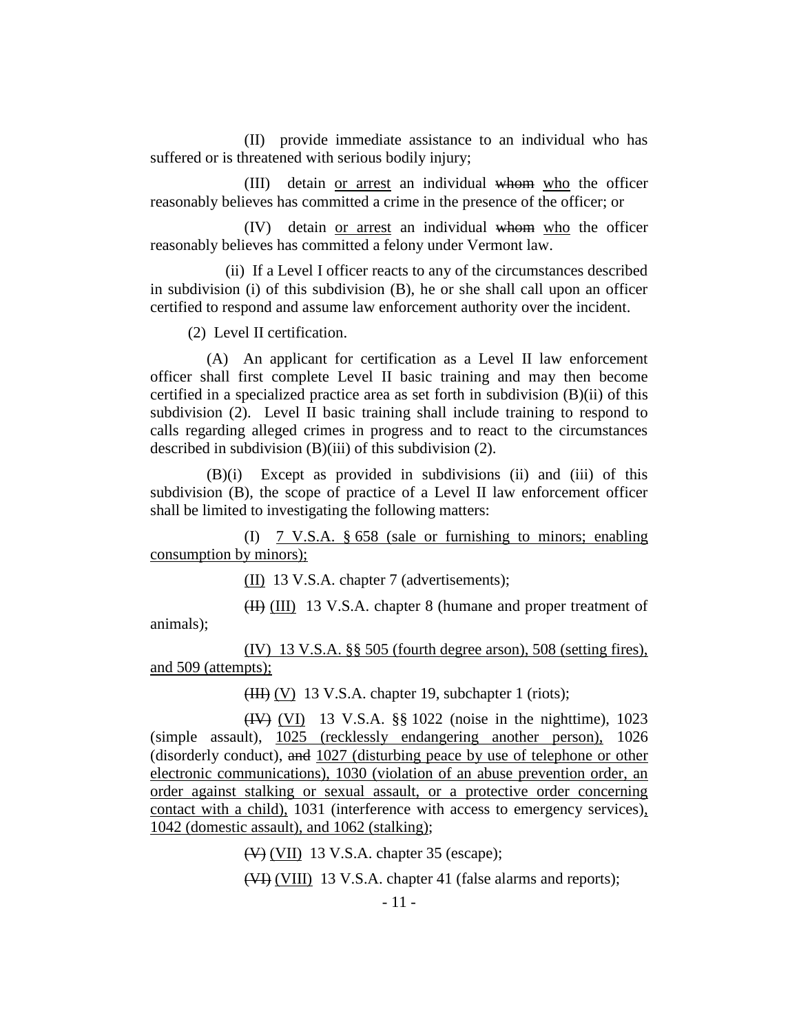(II) provide immediate assistance to an individual who has suffered or is threatened with serious bodily injury;

(III) detain <u>or arrest</u> an individual ~~whom~~ <u>who</u> the officer reasonably believes has committed a crime in the presence of the officer; or

(IV) detain <u>or arrest</u> an individual ~~whom~~ <u>who</u> the officer reasonably believes has committed a felony under Vermont law.

(ii) If a Level I officer reacts to any of the circumstances described in subdivision (i) of this subdivision (B), he or she shall call upon an officer certified to respond and assume law enforcement authority over the incident.

(2) Level II certification.

(A) An applicant for certification as a Level II law enforcement officer shall first complete Level II basic training and may then become certified in a specialized practice area as set forth in subdivision (B)(ii) of this subdivision (2). Level II basic training shall include training to respond to calls regarding alleged crimes in progress and to react to the circumstances described in subdivision (B)(iii) of this subdivision (2).

(B)(i) Except as provided in subdivisions (ii) and (iii) of this subdivision (B), the scope of practice of a Level II law enforcement officer shall be limited to investigating the following matters:

<u>(I) 7 V.S.A. § 658 (sale or furnishing to minors; enabling consumption by minors);</u>

<u>(II)</u> 13 V.S.A. chapter 7 (advertisements);

~~(II)~~ <u>(III)</u> 13 V.S.A. chapter 8 (humane and proper treatment of animals);

<u>(IV) 13 V.S.A. §§ 505 (fourth degree arson), 508 (setting fires), and 509 (attempts);</u>

~~(III)~~ <u>(V)</u> 13 V.S.A. chapter 19, subchapter 1 (riots);

~~(IV)~~ <u>(VI)</u> 13 V.S.A. §§ 1022 (noise in the nighttime), 1023 (simple assault), <u>1025 (recklessly endangering another person),</u> 1026 (disorderly conduct), ~~and~~ <u>1027 (disturbing peace by use of telephone or other electronic communications), 1030 (violation of an abuse prevention order, an order against stalking or sexual assault, or a protective order concerning contact with a child),</u> 1031 (interference with access to emergency services)<u>, 1042 (domestic assault), and 1062 (stalking)</u>;

~~(V)~~ <u>(VII)</u> 13 V.S.A. chapter 35 (escape);

~~(VI)~~ <u>(VIII)</u> 13 V.S.A. chapter 41 (false alarms and reports);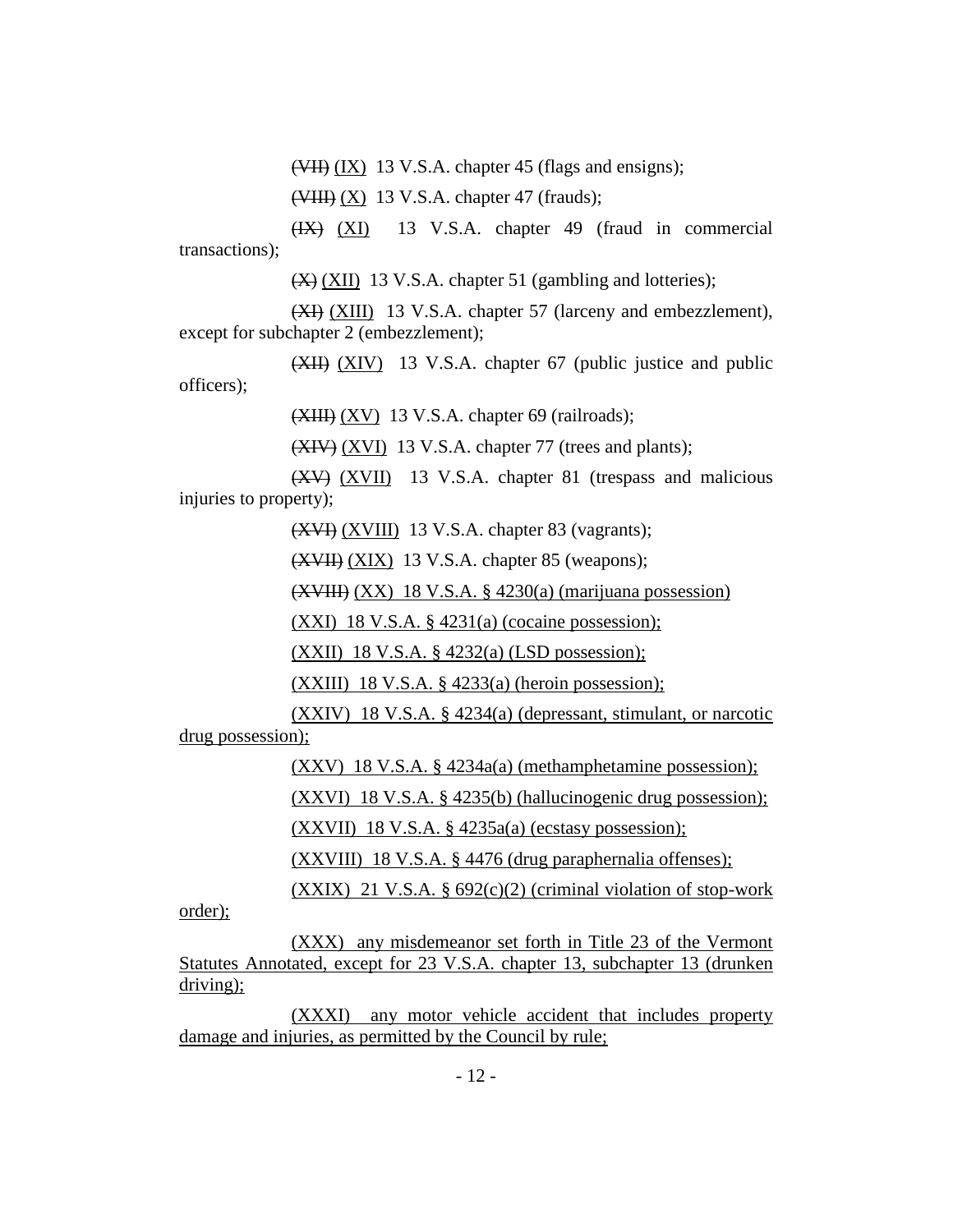~~(VII)~~ <u>(IX)</u> 13 V.S.A. chapter 45 (flags and ensigns);

~~(VIII)~~ <u>(X)</u> 13 V.S.A. chapter 47 (frauds);

~~(IX)~~ <u>(XI)</u> 13 V.S.A. chapter 49 (fraud in commercial transactions);

~~(X)~~ <u>(XII)</u> 13 V.S.A. chapter 51 (gambling and lotteries);

~~(XI)~~ <u>(XIII)</u> 13 V.S.A. chapter 57 (larceny and embezzlement), except for subchapter 2 (embezzlement);

~~(XII)~~ <u>(XIV)</u> 13 V.S.A. chapter 67 (public justice and public officers);

~~(XIII)~~ <u>(XV)</u> 13 V.S.A. chapter 69 (railroads);

~~(XIV)~~ <u>(XVI)</u> 13 V.S.A. chapter 77 (trees and plants);

~~(XV)~~ <u>(XVII)</u> 13 V.S.A. chapter 81 (trespass and malicious injuries to property);

~~(XVI)~~ <u>(XVIII)</u> 13 V.S.A. chapter 83 (vagrants);

~~(XVII)~~ <u>(XIX)</u> 13 V.S.A. chapter 85 (weapons);

~~(XVIII)~~ <u>(XX) 18 V.S.A. § 4230(a) (marijuana possession)</u>

<u>(XXI) 18 V.S.A. § 4231(a) (cocaine possession);</u>

<u>(XXII) 18 V.S.A. § 4232(a) (LSD possession);</u>

<u>(XXIII) 18 V.S.A. § 4233(a) (heroin possession);</u>

<u>(XXIV) 18 V.S.A. § 4234(a) (depressant, stimulant, or narcotic drug possession);</u>

<u>(XXV) 18 V.S.A. § 4234a(a) (methamphetamine possession);</u>

<u>(XXVI) 18 V.S.A. § 4235(b) (hallucinogenic drug possession);</u>

<u>(XXVII) 18 V.S.A. § 4235a(a) (ecstasy possession);</u>

<u>(XXVIII) 18 V.S.A. § 4476 (drug paraphernalia offenses);</u>

<u>(XXIX) 21 V.S.A. § 692(c)(2) (criminal violation of stop-work order);</u>

<u>(XXX) any misdemeanor set forth in Title 23 of the Vermont Statutes Annotated, except for 23 V.S.A. chapter 13, subchapter 13 (drunken driving);</u>

<u>(XXXI) any motor vehicle accident that includes property damage and injuries, as permitted by the Council by rule;</u>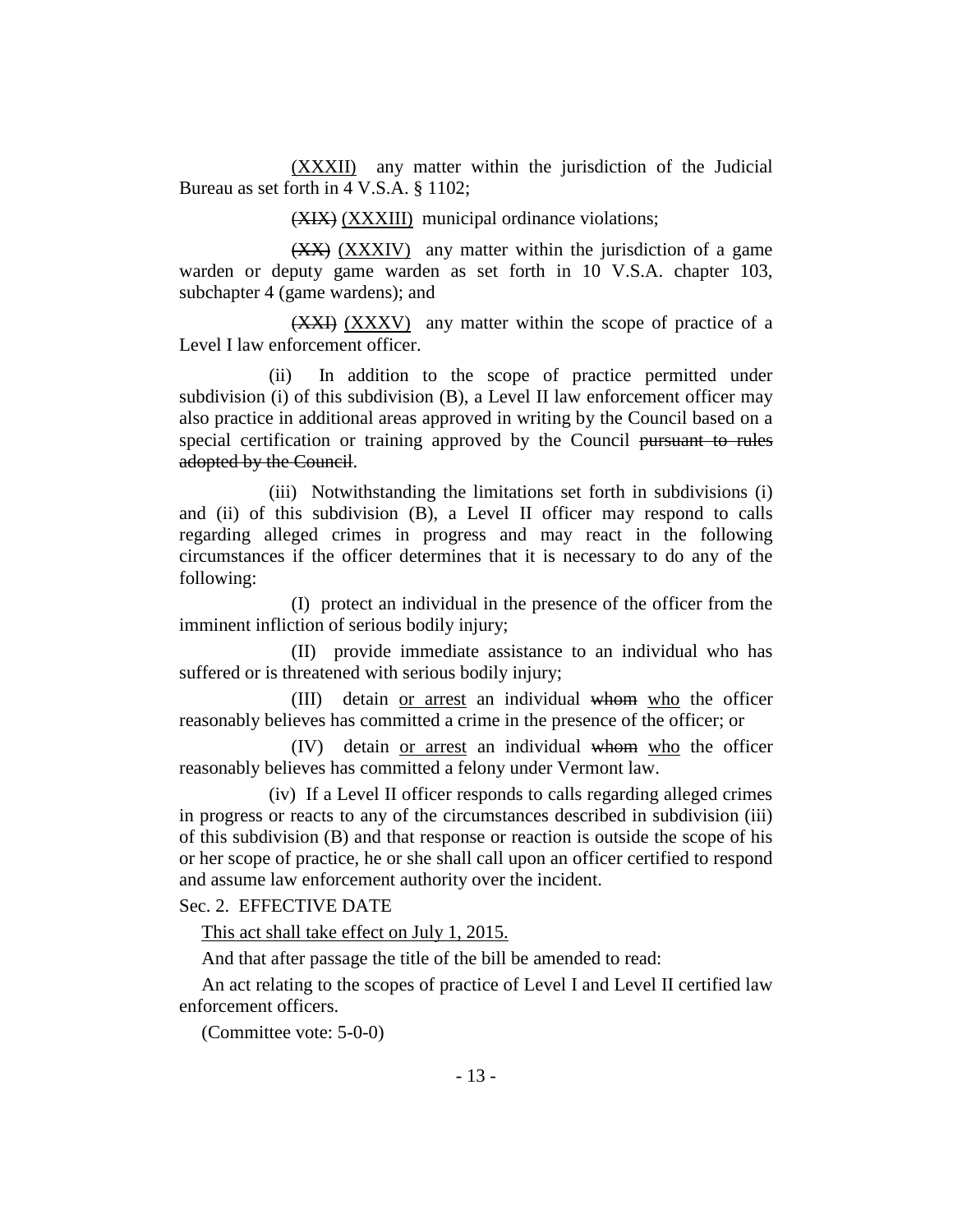(XXXII) any matter within the jurisdiction of the Judicial Bureau as set forth in 4 V.S.A. § 1102;

~~(XIX)~~ <u>(XXXIII)</u> municipal ordinance violations;

~~(XX)~~ <u>(XXXIV)</u> any matter within the jurisdiction of a game warden or deputy game warden as set forth in 10 V.S.A. chapter 103, subchapter 4 (game wardens); and

~~(XXI)~~ <u>(XXXV)</u> any matter within the scope of practice of a Level I law enforcement officer.

(ii) In addition to the scope of practice permitted under subdivision (i) of this subdivision (B), a Level II law enforcement officer may also practice in additional areas approved in writing by the Council based on a special certification or training approved by the Council ~~pursuant to rules adopted by the Council~~.

(iii) Notwithstanding the limitations set forth in subdivisions (i) and (ii) of this subdivision (B), a Level II officer may respond to calls regarding alleged crimes in progress and may react in the following circumstances if the officer determines that it is necessary to do any of the following:

(I) protect an individual in the presence of the officer from the imminent infliction of serious bodily injury;

(II) provide immediate assistance to an individual who has suffered or is threatened with serious bodily injury;

(III) detain <u>or arrest</u> an individual ~~whom~~ <u>who</u> the officer reasonably believes has committed a crime in the presence of the officer; or

(IV) detain <u>or arrest</u> an individual ~~whom~~ <u>who</u> the officer reasonably believes has committed a felony under Vermont law.

(iv) If a Level II officer responds to calls regarding alleged crimes in progress or reacts to any of the circumstances described in subdivision (iii) of this subdivision (B) and that response or reaction is outside the scope of his or her scope of practice, he or she shall call upon an officer certified to respond and assume law enforcement authority over the incident.

Sec. 2. EFFECTIVE DATE

<u>This act shall take effect on July 1, 2015.</u>

And that after passage the title of the bill be amended to read:

An act relating to the scopes of practice of Level I and Level II certified law enforcement officers.

(Committee vote: 5-0-0)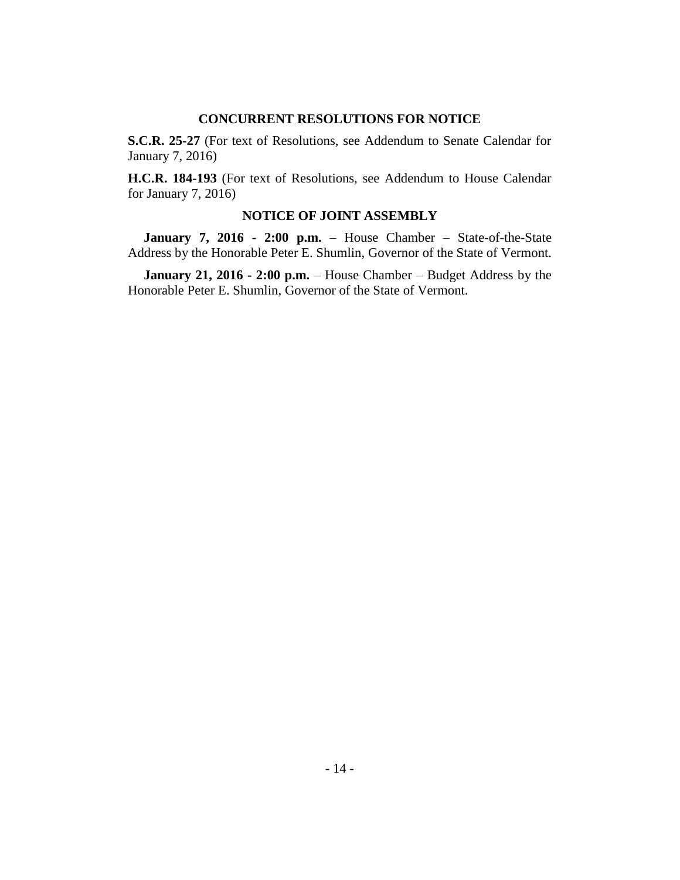## CONCURRENT RESOLUTIONS FOR NOTICE

**S.C.R. 25-27** (For text of Resolutions, see Addendum to Senate Calendar for January 7, 2016)

**H.C.R. 184-193** (For text of Resolutions, see Addendum to House Calendar for January 7, 2016)

## NOTICE OF JOINT ASSEMBLY

**January 7, 2016 - 2:00 p.m.** – House Chamber – State-of-the-State Address by the Honorable Peter E. Shumlin, Governor of the State of Vermont.

**January 21, 2016 - 2:00 p.m.** – House Chamber – Budget Address by the Honorable Peter E. Shumlin, Governor of the State of Vermont.